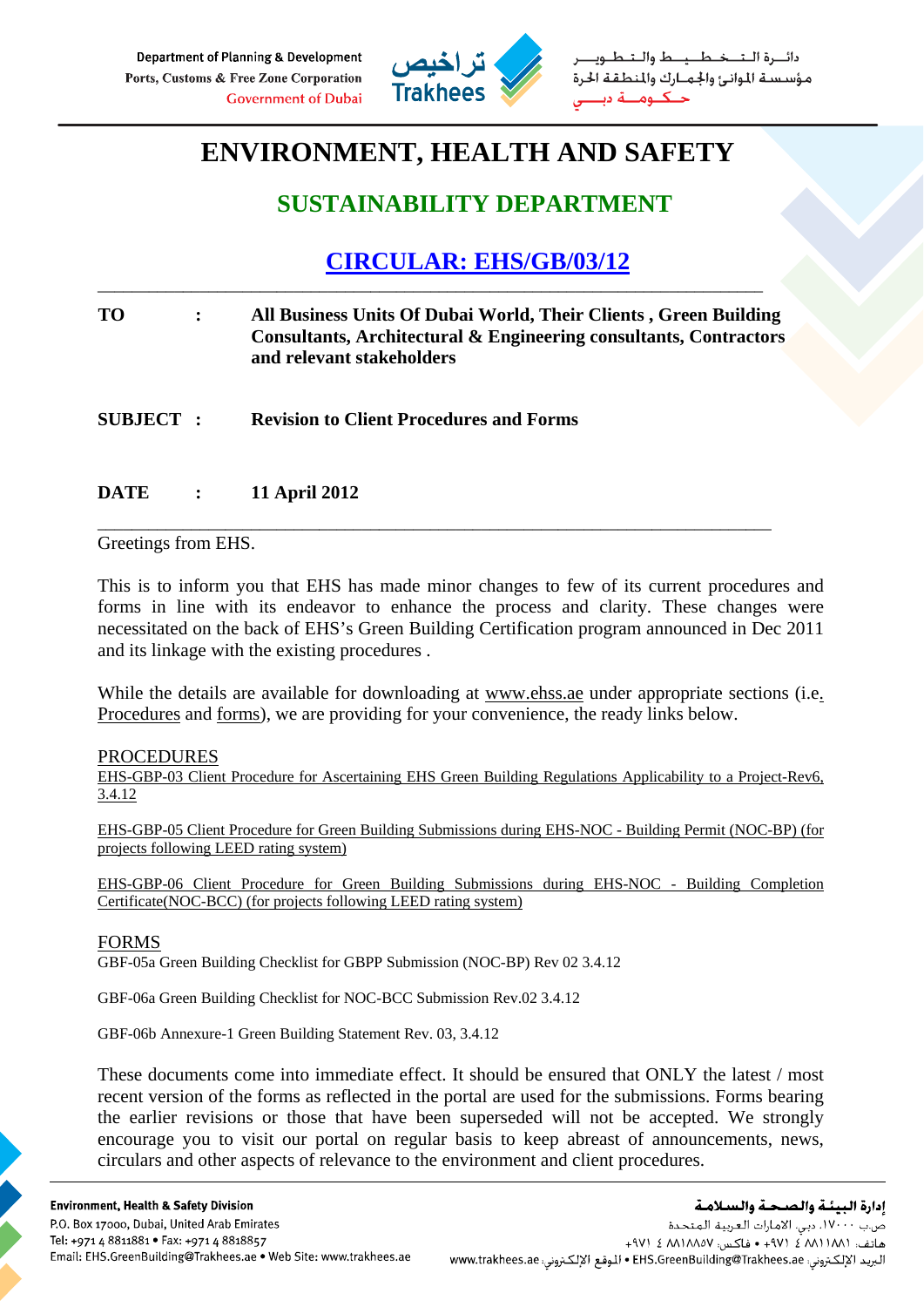Department of Planning & Development
Ports, Customs & Free Zone Corporation
Government of Dubai

تراخيص Trakhees

دائـرة الـتـخـطـيـط والـتـطـويـر
مؤسسة الموانئ والجمارك والمنطقة الحرة
حـكـومـة دبـي

# ENVIRONMENT, HEALTH AND SAFETY

## SUSTAINABILITY DEPARTMENT

## CIRCULAR: EHS/GB/03/12

**TO :** **All Business Units Of Dubai World, Their Clients , Green Building Consultants, Architectural & Engineering consultants, Contractors and relevant stakeholders**

**SUBJECT :** **Revision to Client Procedures and Forms**

**DATE :** **11 April 2012**

Greetings from EHS.

This is to inform you that EHS has made minor changes to few of its current procedures and forms in line with its endeavor to enhance the process and clarity. These changes were necessitated on the back of EHS's Green Building Certification program announced in Dec 2011 and its linkage with the existing procedures .

While the details are available for downloading at www.ehss.ae under appropriate sections (i.e. Procedures and forms), we are providing for your convenience, the ready links below.

PROCEDURES

EHS-GBP-03 Client Procedure for Ascertaining EHS Green Building Regulations Applicability to a Project-Rev6, 3.4.12

EHS-GBP-05 Client Procedure for Green Building Submissions during EHS-NOC - Building Permit (NOC-BP) (for projects following LEED rating system)

EHS-GBP-06 Client Procedure for Green Building Submissions during EHS-NOC - Building Completion Certificate(NOC-BCC) (for projects following LEED rating system)

FORMS

GBF-05a Green Building Checklist for GBPP Submission (NOC-BP) Rev 02 3.4.12

GBF-06a Green Building Checklist for NOC-BCC Submission Rev.02 3.4.12

GBF-06b Annexure-1 Green Building Statement Rev. 03, 3.4.12

These documents come into immediate effect. It should be ensured that ONLY the latest / most recent version of the forms as reflected in the portal are used for the submissions. Forms bearing the earlier revisions or those that have been superseded will not be accepted. We strongly encourage you to visit our portal on regular basis to keep abreast of announcements, news, circulars and other aspects of relevance to the environment and client procedures.

**Environment, Health & Safety Division**
P.O. Box 17000, Dubai, United Arab Emirates
Tel: +971 4 8811881 • Fax: +971 4 8818857
Email: EHS.GreenBuilding@Trakhees.ae • Web Site: www.trakhees.ae

**إدارة البيئة والصحة والسلامة**
ص.ب ١٧٠٠٠، دبي، الامارات العربية المتحدة
هاتف: ٨٨١١٨٨١ ٤ ٩٧١+ • فاكس: ٨٨١٨٨٥٧ ٤ ٩٧١+
البريد الإلكتروني: EHS.GreenBuilding@Trakhees.ae • الموقع الإلكتروني: www.trakhees.ae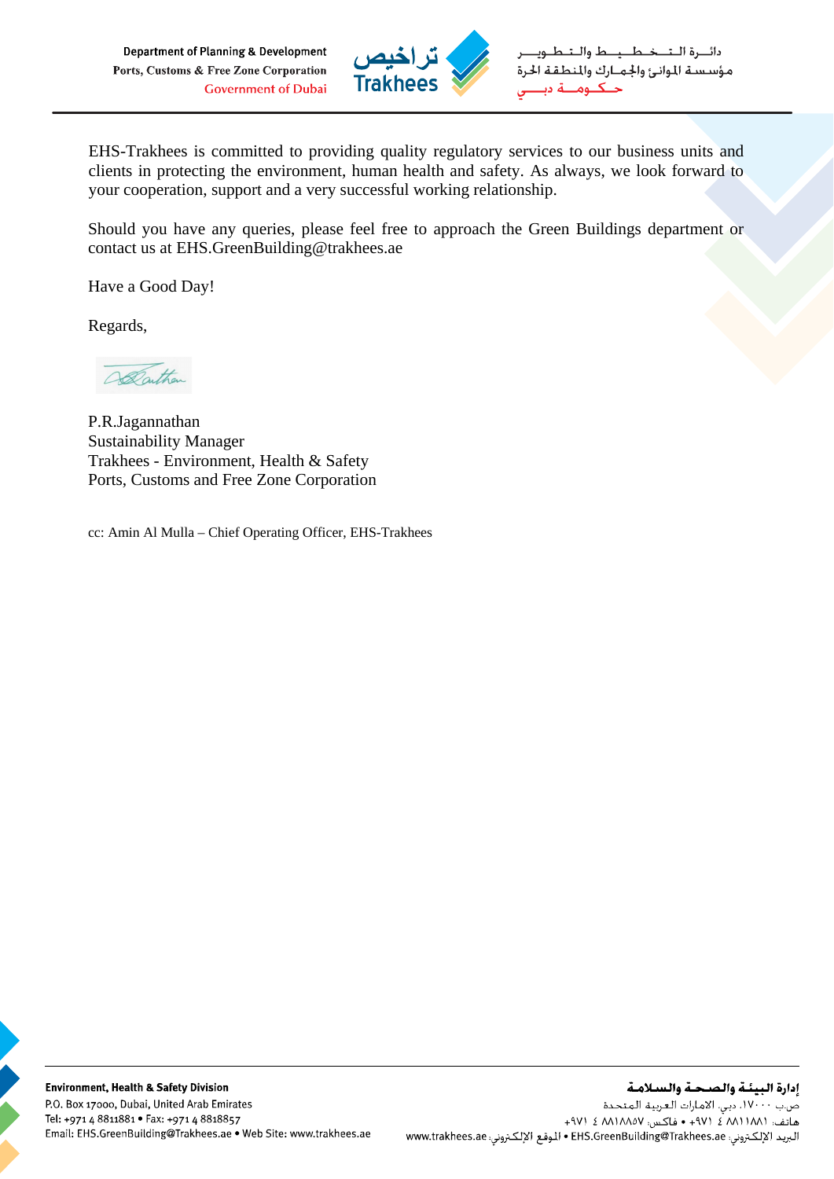EHS-Trakhees is committed to providing quality regulatory services to our business units and clients in protecting the environment, human health and safety. As always, we look forward to your cooperation, support and a very successful working relationship.

Should you have any queries, please feel free to approach the Green Buildings department or contact us at EHS.GreenBuilding@trakhees.ae

Have a Good Day!

Regards,

P.R.Jagannathan
Sustainability Manager
Trakhees - Environment, Health & Safety
Ports, Customs and Free Zone Corporation

cc: Amin Al Mulla – Chief Operating Officer, EHS-Trakhees